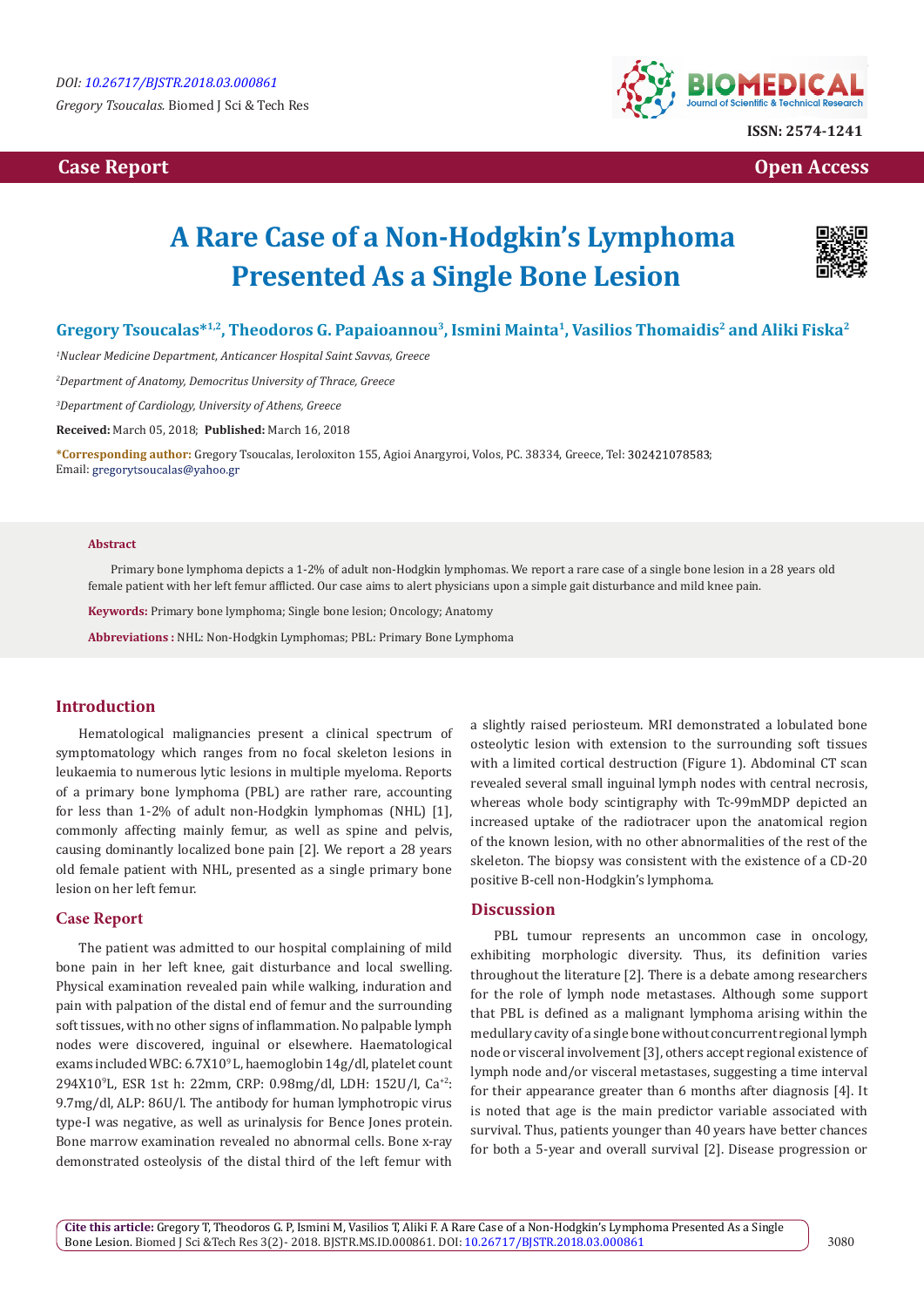DOI: 10.26717/BJSTR.2018.03.000861

*Gregory Tsoucalas.* Biomed J Sci & Tech Res

ISSN: 2574-1241

**Case Report** **Open Access**

# A Rare Case of a Non-Hodgkin's Lymphoma Presented As a Single Bone Lesion

**Gregory Tsoucalas*[1,2], Theodoros G. Papaioannou[3], Ismini Mainta[1], Vasilios Thomaidis[2] and Aliki Fiska[2]**

[1]*Nuclear Medicine Department, Anticancer Hospital Saint Savvas, Greece*

[2]*Department of Anatomy, Democritus University of Thrace, Greece*

[3]*Department of Cardiology, University of Athens, Greece*

**Received:** March 05, 2018; **Published:** March 16, 2018

***Corresponding author:** Gregory Tsoucalas, Ieroloxiton 155, Agioi Anargyroi, Volos, PC. 38334, Greece, Tel: 302421078583; Email: gregorytsoucalas@yahoo.gr

### Abstract

Primary bone lymphoma depicts a 1-2% of adult non-Hodgkin lymphomas. We report a rare case of a single bone lesion in a 28 years old female patient with her left femur afflicted. Our case aims to alert physicians upon a simple gait disturbance and mild knee pain.

**Keywords:** Primary bone lymphoma; Single bone lesion; Oncology; Anatomy

**Abbreviations :** NHL: Non-Hodgkin Lymphomas; PBL: Primary Bone Lymphoma

## Introduction

Hematological malignancies present a clinical spectrum of symptomatology which ranges from no focal skeleton lesions in leukaemia to numerous lytic lesions in multiple myeloma. Reports of a primary bone lymphoma (PBL) are rather rare, accounting for less than 1-2% of adult non-Hodgkin lymphomas (NHL) [1], commonly affecting mainly femur, as well as spine and pelvis, causing dominantly localized bone pain [2]. We report a 28 years old female patient with NHL, presented as a single primary bone lesion on her left femur.

## Case Report

The patient was admitted to our hospital complaining of mild bone pain in her left knee, gait disturbance and local swelling. Physical examination revealed pain while walking, induration and pain with palpation of the distal end of femur and the surrounding soft tissues, with no other signs of inflammation. No palpable lymph nodes were discovered, inguinal or elsewhere. Haematological exams included WBC: $6.7X10^9$ L, haemoglobin 14g/dl, platelet count $294X10^9$L, ESR 1st h: 22mm, CRP: 0.98mg/dl, LDH: 152U/l, $Ca^{+2}$: 9.7mg/dl, ALP: 86U/l. The antibody for human lymphotropic virus type-I was negative, as well as urinalysis for Bence Jones protein. Bone marrow examination revealed no abnormal cells. Bone x-ray demonstrated osteolysis of the distal third of the left femur with a slightly raised periosteum. MRI demonstrated a lobulated bone osteolytic lesion with extension to the surrounding soft tissues with a limited cortical destruction (Figure 1). Abdominal CT scan revealed several small inguinal lymph nodes with central necrosis, whereas whole body scintigraphy with Tc-99mMDP depicted an increased uptake of the radiotracer upon the anatomical region of the known lesion, with no other abnormalities of the rest of the skeleton. The biopsy was consistent with the existence of a CD-20 positive B-cell non-Hodgkin's lymphoma.

## Discussion

PBL tumour represents an uncommon case in oncology, exhibiting morphologic diversity. Thus, its definition varies throughout the literature [2]. There is a debate among researchers for the role of lymph node metastases. Although some support that PBL is defined as a malignant lymphoma arising within the medullary cavity of a single bone without concurrent regional lymph node or visceral involvement [3], others accept regional existence of lymph node and/or visceral metastases, suggesting a time interval for their appearance greater than 6 months after diagnosis [4]. It is noted that age is the main predictor variable associated with survival. Thus, patients younger than 40 years have better chances for both a 5-year and overall survival [2]. Disease progression or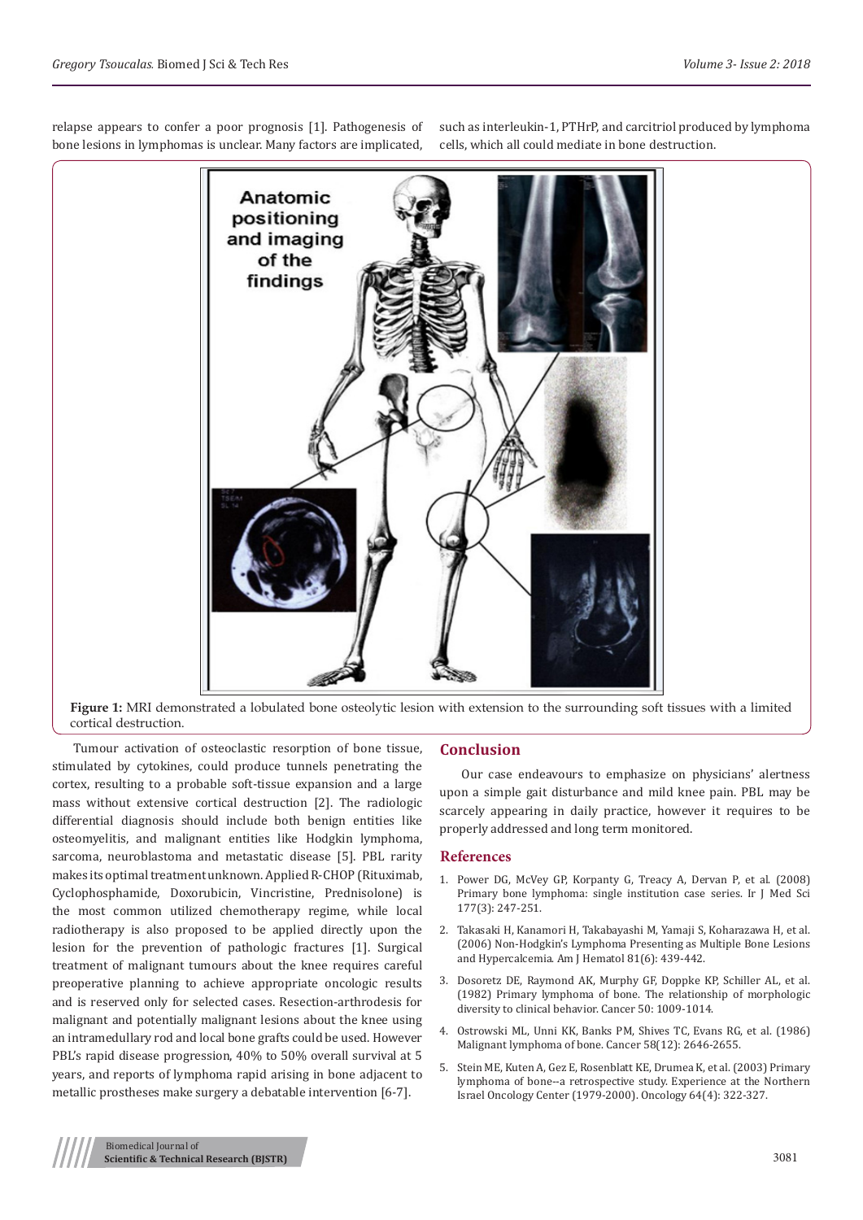relapse appears to confer a poor prognosis [1]. Pathogenesis of bone lesions in lymphomas is unclear. Many factors are implicated, such as interleukin-1, PTHrP, and carcitriol produced by lymphoma cells, which all could mediate in bone destruction.

**Figure 1:** MRI demonstrated a lobulated bone osteolytic lesion with extension to the surrounding soft tissues with a limited cortical destruction.

Tumour activation of osteoclastic resorption of bone tissue, stimulated by cytokines, could produce tunnels penetrating the cortex, resulting to a probable soft-tissue expansion and a large mass without extensive cortical destruction [2]. The radiologic differential diagnosis should include both benign entities like osteomyelitis, and malignant entities like Hodgkin lymphoma, sarcoma, neuroblastoma and metastatic disease [5]. PBL rarity makes its optimal treatment unknown. Applied R-CHOP (Rituximab, Cyclophosphamide, Doxorubicin, Vincristine, Prednisolone) is the most common utilized chemotherapy regime, while local radiotherapy is also proposed to be applied directly upon the lesion for the prevention of pathologic fractures [1]. Surgical treatment of malignant tumours about the knee requires careful preoperative planning to achieve appropriate oncologic results and is reserved only for selected cases. Resection-arthrodesis for malignant and potentially malignant lesions about the knee using an intramedullary rod and local bone grafts could be used. However PBL's rapid disease progression, 40% to 50% overall survival at 5 years, and reports of lymphoma rapid arising in bone adjacent to metallic prostheses make surgery a debatable intervention [6-7].

## Conclusion

Our case endeavours to emphasize on physicians' alertness upon a simple gait disturbance and mild knee pain. PBL may be scarcely appearing in daily practice, however it requires to be properly addressed and long term monitored.

## References

1. Power DG, McVey GP, Korpanty G, Treacy A, Dervan P, et al. (2008) Primary bone lymphoma: single institution case series. Ir J Med Sci 177(3): 247-251.
2. Takasaki H, Kanamori H, Takabayashi M, Yamaji S, Koharazawa H, et al. (2006) Non-Hodgkin's Lymphoma Presenting as Multiple Bone Lesions and Hypercalcemia. Am J Hematol 81(6): 439-442.
3. Dosoretz DE, Raymond AK, Murphy GF, Doppke KP, Schiller AL, et al. (1982) Primary lymphoma of bone. The relationship of morphologic diversity to clinical behavior. Cancer 50: 1009-1014.
4. Ostrowski ML, Unni KK, Banks PM, Shives TC, Evans RG, et al. (1986) Malignant lymphoma of bone. Cancer 58(12): 2646-2655.
5. Stein ME, Kuten A, Gez E, Rosenblatt KE, Drumea K, et al. (2003) Primary lymphoma of bone--a retrospective study. Experience at the Northern Israel Oncology Center (1979-2000). Oncology 64(4): 322-327.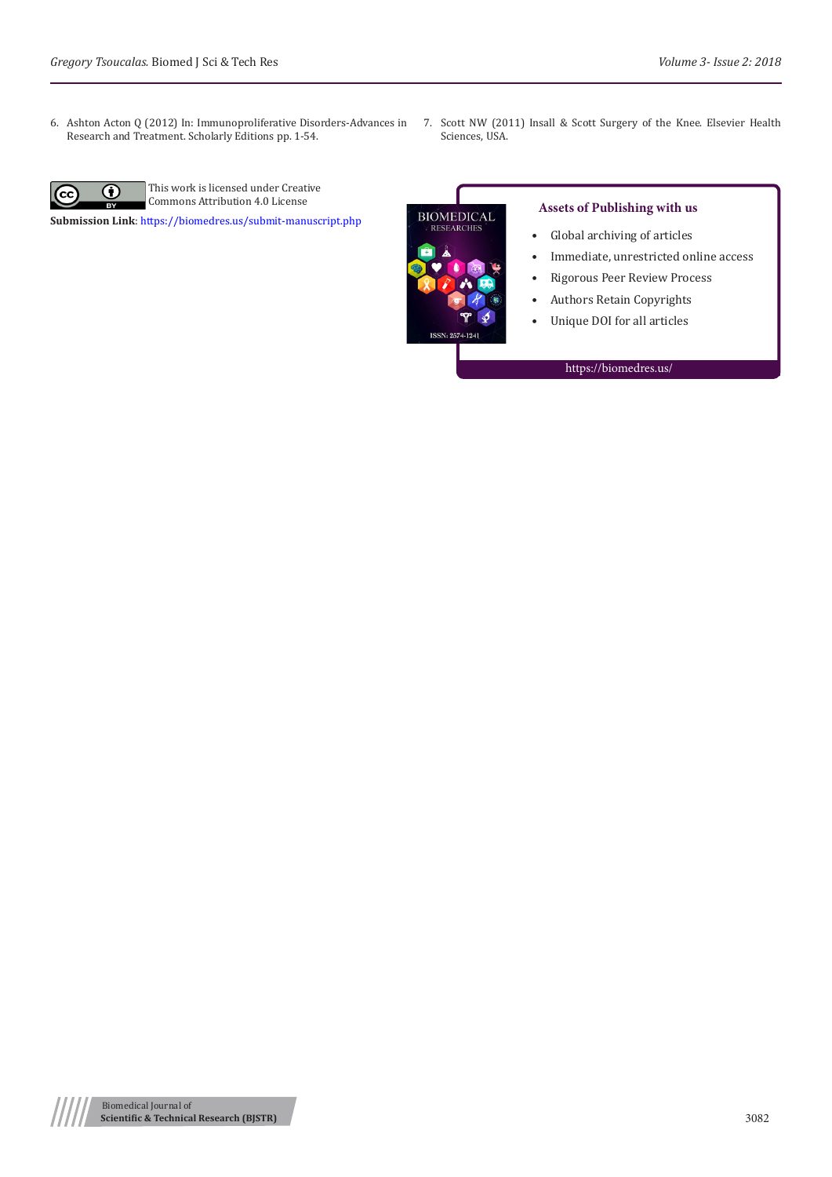6. Ashton Acton Q (2012) In: Immunoproliferative Disorders-Advances in Research and Treatment. Scholarly Editions pp. 1-54.

7. Scott NW (2011) Insall & Scott Surgery of the Knee. Elsevier Health Sciences, USA.

This work is licensed under Creative Commons Attribution 4.0 License

**Submission Link**: https://biomedres.us/submit-manuscript.php

### Assets of Publishing with us

- Global archiving of articles
- Immediate, unrestricted online access
- Rigorous Peer Review Process
- Authors Retain Copyrights
- Unique DOI for all articles

https://biomedres.us/